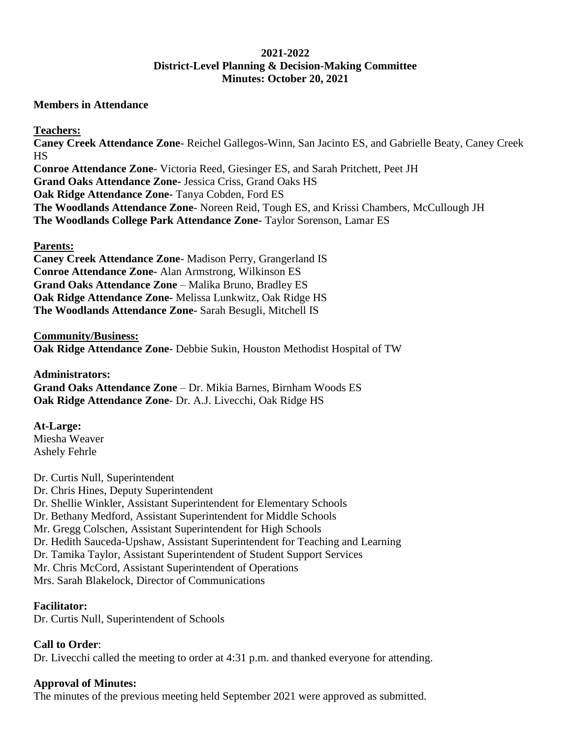**2021-2022**
**District-Level Planning & Decision-Making Committee**
**Minutes: October 20, 2021**

**Members in Attendance**

**Teachers:**

**Caney Creek Attendance Zone**- Reichel Gallegos-Winn, San Jacinto ES, and Gabrielle Beaty, Caney Creek HS
**Conroe Attendance Zone-** Victoria Reed, Giesinger ES, and Sarah Pritchett, Peet JH
**Grand Oaks Attendance Zone-** Jessica Criss, Grand Oaks HS
**Oak Ridge Attendance Zone-** Tanya Cobden, Ford ES
**The Woodlands Attendance Zone**- Noreen Reid, Tough ES, and Krissi Chambers, McCullough JH
**The Woodlands College Park Attendance Zone-** Taylor Sorenson, Lamar ES

**Parents:**

**Caney Creek Attendance Zone**- Madison Perry, Grangerland IS
**Conroe Attendance Zone-** Alan Armstrong, Wilkinson ES
**Grand Oaks Attendance Zone** – Malika Bruno, Bradley ES
**Oak Ridge Attendance Zone-** Melissa Lunkwitz, Oak Ridge HS
**The Woodlands Attendance Zone-** Sarah Besugli, Mitchell IS

**Community/Business:**

**Oak Ridge Attendance Zone-** Debbie Sukin, Houston Methodist Hospital of TW

**Administrators:**

**Grand Oaks Attendance Zone** – Dr. Mikia Barnes, Birnham Woods ES
**Oak Ridge Attendance Zone**- Dr. A.J. Livecchi, Oak Ridge HS

**At-Large:**

Miesha Weaver
Ashely Fehrle

Dr. Curtis Null, Superintendent
Dr. Chris Hines, Deputy Superintendent
Dr. Shellie Winkler, Assistant Superintendent for Elementary Schools
Dr. Bethany Medford, Assistant Superintendent for Middle Schools
Mr. Gregg Colschen, Assistant Superintendent for High Schools
Dr. Hedith Sauceda-Upshaw, Assistant Superintendent for Teaching and Learning
Dr. Tamika Taylor, Assistant Superintendent of Student Support Services
Mr. Chris McCord, Assistant Superintendent of Operations
Mrs. Sarah Blakelock, Director of Communications

**Facilitator:**

Dr. Curtis Null, Superintendent of Schools

**Call to Order**:

Dr. Livecchi called the meeting to order at 4:31 p.m. and thanked everyone for attending.

**Approval of Minutes:**

The minutes of the previous meeting held September 2021 were approved as submitted.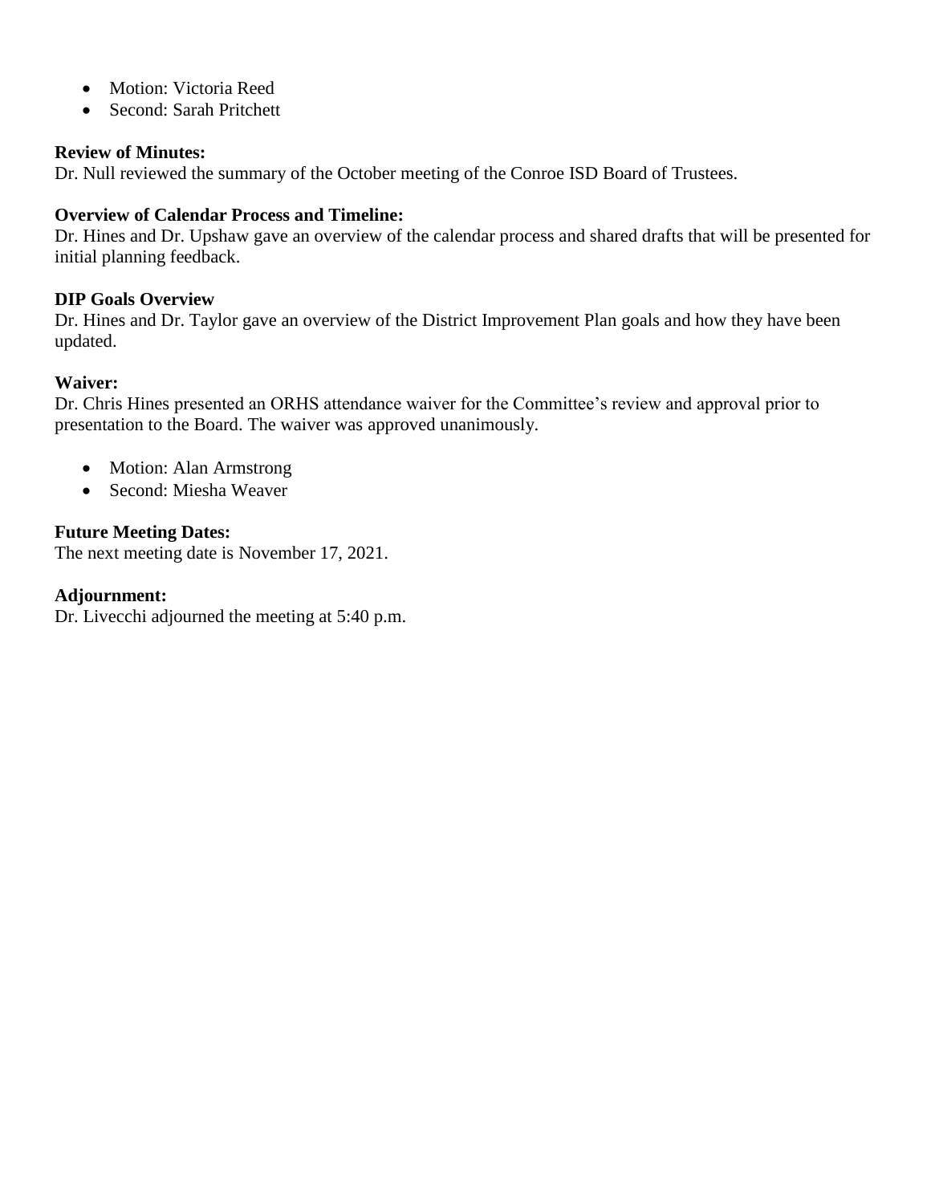- Motion: Victoria Reed
- Second: Sarah Pritchett

**Review of Minutes:**
Dr. Null reviewed the summary of the October meeting of the Conroe ISD Board of Trustees.

**Overview of Calendar Process and Timeline:**
Dr. Hines and Dr. Upshaw gave an overview of the calendar process and shared drafts that will be presented for initial planning feedback.

**DIP Goals Overview**
Dr. Hines and Dr. Taylor gave an overview of the District Improvement Plan goals and how they have been updated.

**Waiver:**
Dr. Chris Hines presented an ORHS attendance waiver for the Committee's review and approval prior to presentation to the Board. The waiver was approved unanimously.

- Motion: Alan Armstrong
- Second: Miesha Weaver

**Future Meeting Dates:**
The next meeting date is November 17, 2021.

**Adjournment:**
Dr. Livecchi adjourned the meeting at 5:40 p.m.